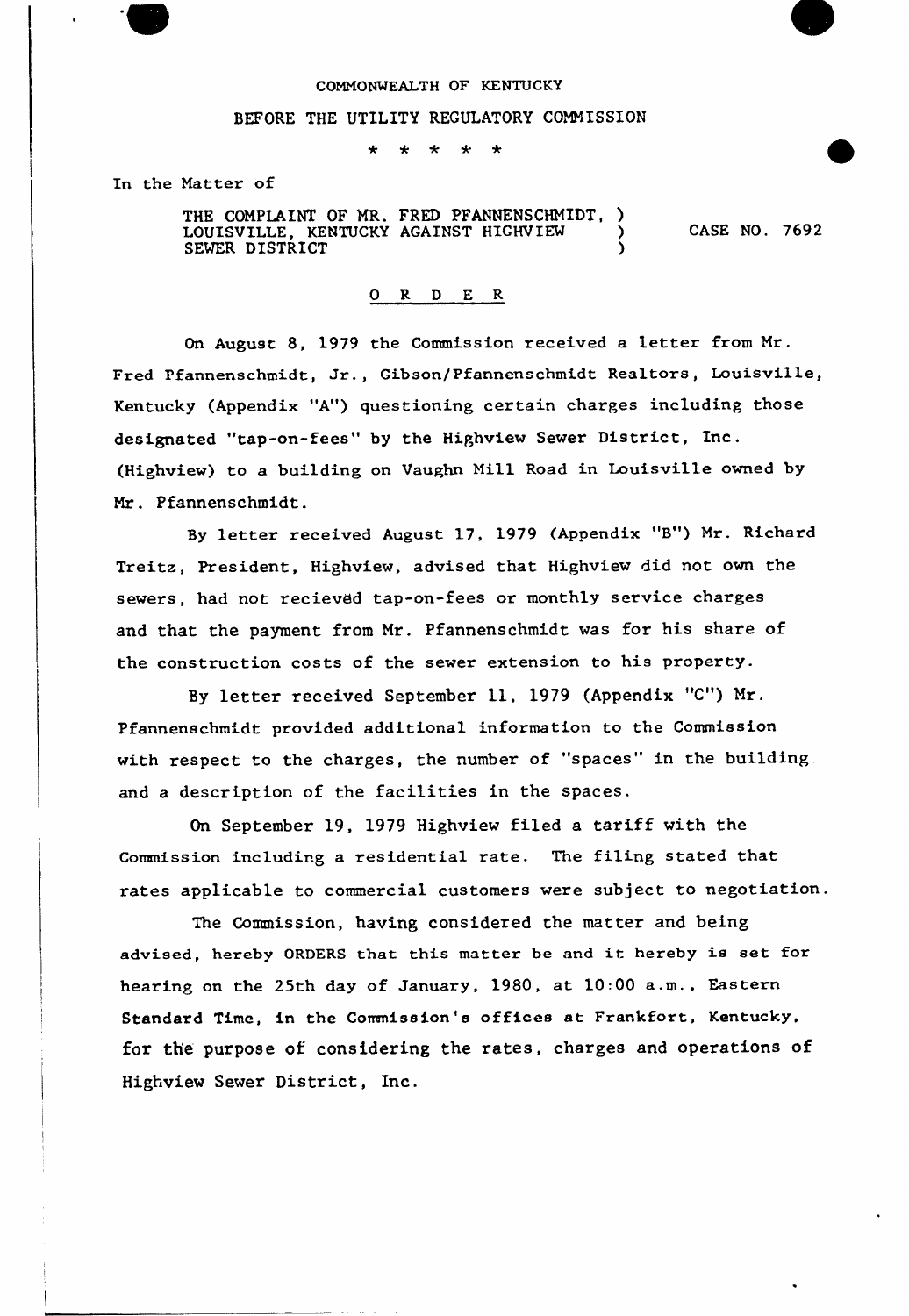COMMONWEALTH OF KENTUCKY

BEFORE THE UTILITY REGULATORY COMMISSION

\* \* \* \* \*

In the Matter of

THE COMPLAINT OF MR. FRED PFANNENSCHMIDT, )
LOUISVILLE, KENTUCKY AGAINST HIGHVIEW )
SEWER DISTRICT )

CASE NO. 7692

## O R D E R

On August 8, 1979 the Commission received a letter from Mr. Fred Pfannenschmidt, Jr., Gibson/Pfannenschmidt Realtors, Louisville, Kentucky (Appendix "A") questioning certain charges including those designated "tap-on-fees" by the Highview Sewer District, Inc. (Highview) to a building on Vaughn Mill Road in Louisville owned by Mr. Pfannenschmidt.

By letter received August 17, 1979 (Appendix "B") Mr. Richard Treitz, President, Highview, advised that Highview did not own the sewers, had not recieved tap-on-fees or monthly service charges and that the payment from Mr. Pfannenschmidt was for his share of the construction costs of the sewer extension to his property.

By letter received September 11, 1979 (Appendix "C") Mr. Pfannenschmidt provided additional information to the Commission with respect to the charges, the number of "spaces" in the building and a description of the facilities in the spaces.

On September 19, 1979 Highview filed a tariff with the Commission including a residential rate. The filing stated that rates applicable to commercial customers were subject to negotiation.

The Commission, having considered the matter and being advised, hereby ORDERS that this matter be and it hereby is set for hearing on the 25th day of January, 1980, at 10:00 a.m., Eastern Standard Time, in the Commission's offices at Frankfort, Kentucky, for the purpose of considering the rates, charges and operations of Highview Sewer District, Inc.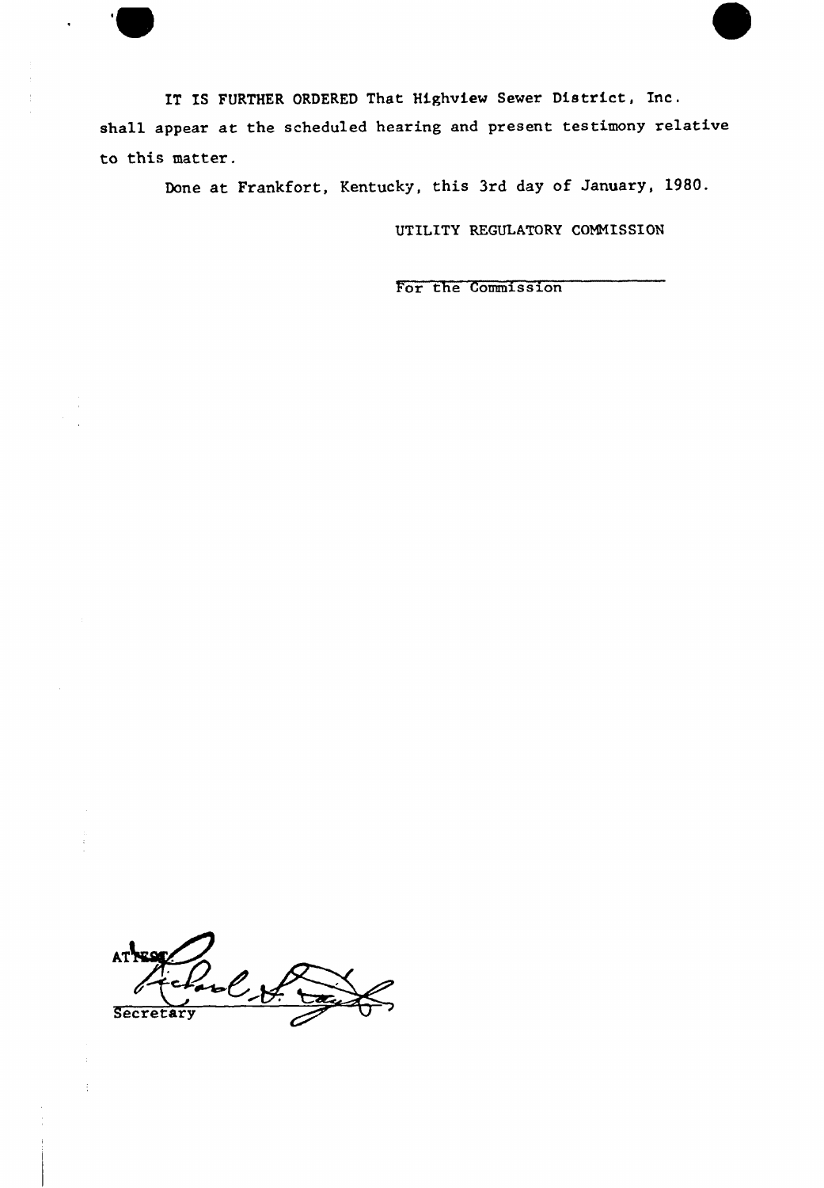IT IS FURTHER ORDERED That Highview Sewer District, Inc. shall appear at the scheduled hearing and present testimony relative to this matter.

Done at Frankfort, Kentucky, this 3rd day of January, 1980.

UTILITY REGULATORY COMMISSION

For the Commission

ATTEST:

Secretary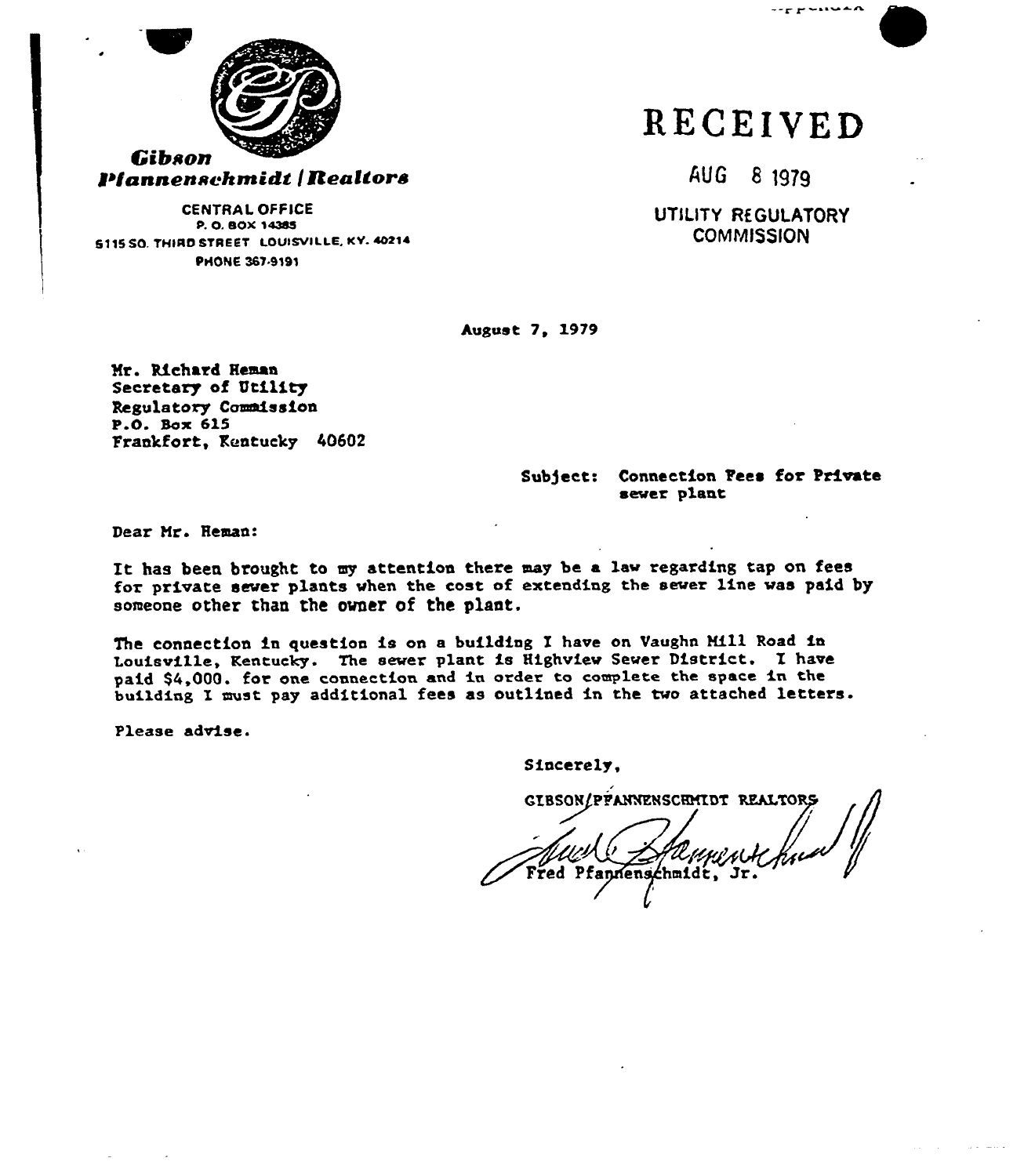**Gibson Pfannenschmidt / Realtors**

CENTRAL OFFICE
P. O. BOX 14385
5115 SO. THIRD STREET LOUISVILLE, KY. 40214
PHONE 367-9191

**RECEIVED**

AUG 8 1979

UTILITY REGULATORY COMMISSION

August 7, 1979

Mr. Richard Heman
Secretary of Utility
Regulatory Commission
P.O. Box 615
Frankfort, Kentucky 40602

Subject: Connection Fees for Private sewer plant

Dear Mr. Heman:

It has been brought to my attention there may be a law regarding tap on fees for private sewer plants when the cost of extending the sewer line was paid by someone other than the owner of the plant.

The connection in question is on a building I have on Vaughn Mill Road in Louisville, Kentucky. The sewer plant is Highview Sewer District. I have paid $4,000. for one connection and in order to complete the space in the building I must pay additional fees as outlined in the two attached letters.

Please advise.

Sincerely,

GIBSON/PFANNENSCHMIDT REALTORS

Fred Pfannenschmidt, Jr.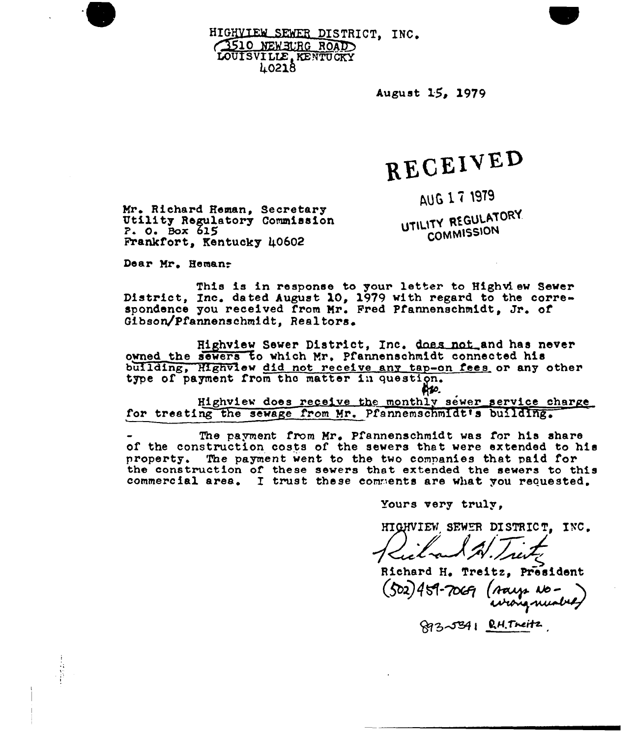HIGHVIEW SEWER DISTRICT, INC.
3510 NEWBURG ROAD
LOUISVILLE, KENTUCKY
40218

August 15, 1979

RECEIVED

AUG 17 1979

UTILITY REGULATORY COMMISSION

Mr. Richard Heman, Secretary
Utility Regulatory Commission
P. O. Box 615
Frankfort, Kentucky 40602

Dear Mr. Heman:

This is in response to your letter to Highview Sewer District, Inc. dated August 10, 1979 with regard to the correspondence you received from Mr. Fred Pfannenschmidt, Jr. of Gibson/Pfannenschmidt, Realtors.

Highview Sewer District, Inc. does not and has never owned the sewers to which Mr. Pfannenschmidt connected his building. Highview did not receive any tap-on fees or any other type of payment from the matter in question.

Highview does receive the monthly sewer service charge for treating the sewage from Mr. Pfannemschmidt's building.

The payment from Mr. Pfannenschmidt was for his share of the construction costs of the sewers that were extended to his property. The payment went to the two companies that paid for the construction of these sewers that extended the sewers to this commercial area. I trust these comments are what you requested.

Yours very truly,

HIGHVIEW SEWER DISTRICT, INC.

Richard H. Treitz

Richard H. Treitz, President

(502) 459-7069 (says no - wrong number)

893-5341 R.H. Treitz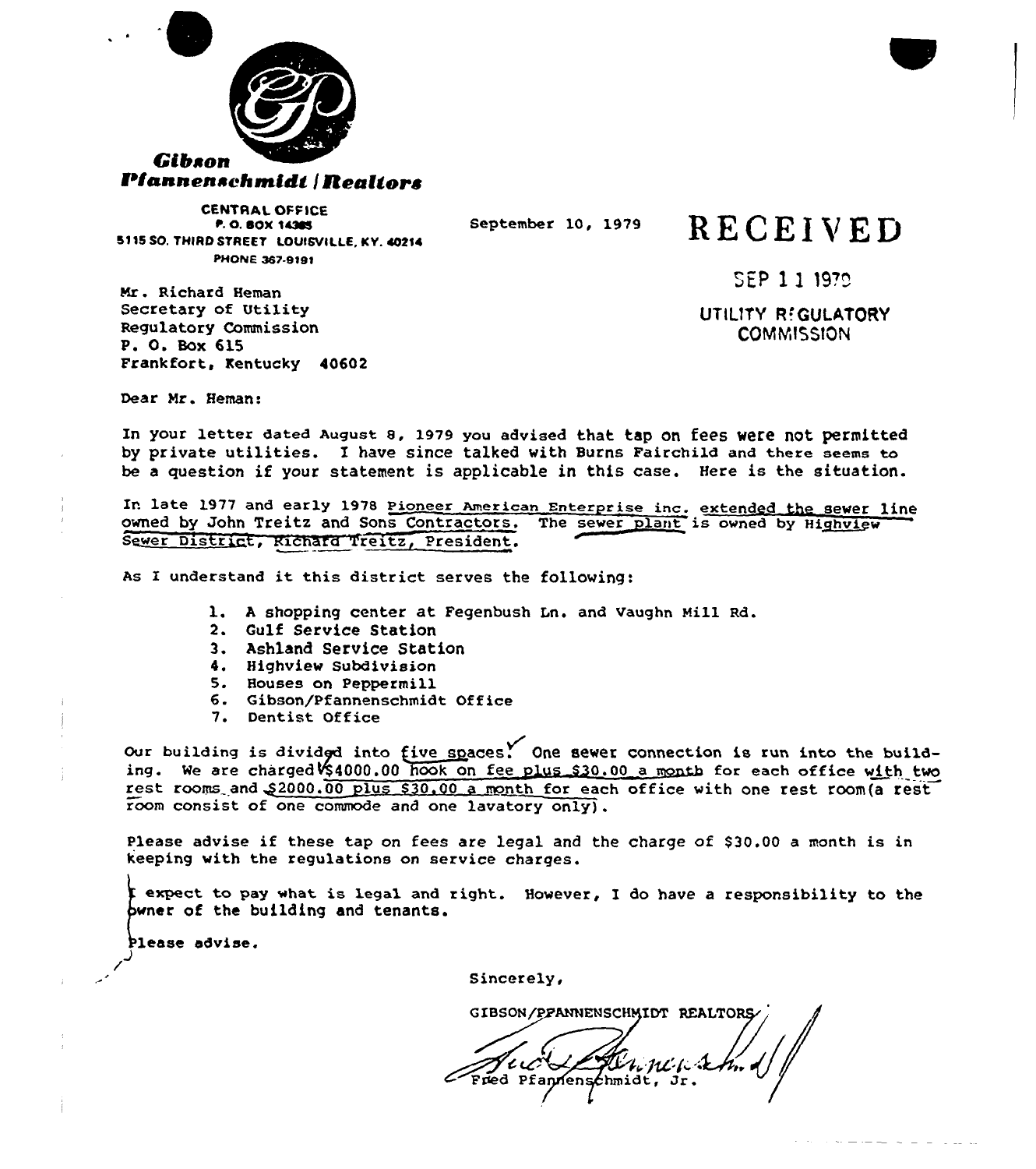**Gibson Pfannenschmidt / Realtors**

CENTRAL OFFICE
P. O. BOX 14385
5115 SO. THIRD STREET LOUISVILLE, KY. 40214
PHONE 367-9191

September 10, 1979

RECEIVED

SEP 11 1979

UTILITY REGULATORY COMMISSION

Mr. Richard Heman
Secretary of Utility
Regulatory Commission
P. O. Box 615
Frankfort, Kentucky 40602

Dear Mr. Heman:

In your letter dated August 8, 1979 you advised that tap on fees were not permitted by private utilities. I have since talked with Burns Fairchild and there seems to be a question if your statement is applicable in this case. Here is the situation.

In late 1977 and early 1978 Pioneer American Enterprise inc. extended the sewer line owned by John Treitz and Sons Contractors. The sewer plant is owned by Highview Sewer District, Richard Treitz, President.

As I understand it this district serves the following:

1. A shopping center at Fegenbush Ln. and Vaughn Mill Rd.
2. Gulf Service Station
3. Ashland Service Station
4. Highview Subdivision
5. Houses on Peppermill
6. Gibson/Pfannenschmidt Office
7. Dentist Office

Our building is divided into five spaces. One sewer connection is run into the building. We are charged $4000.00 hook on fee plus $30.00 a month for each office with two rest rooms and $2000.00 plus $30.00 a month for each office with one rest room (a rest room consist of one commode and one lavatory only).

Please advise if these tap on fees are legal and the charge of $30.00 a month is in keeping with the regulations on service charges.

I expect to pay what is legal and right. However, I do have a responsibility to the owner of the building and tenants.

Please advise.

Sincerely,

GIBSON/PFANNENSCHMIDT REALTORS

Fred Pfannenschmidt, Jr.